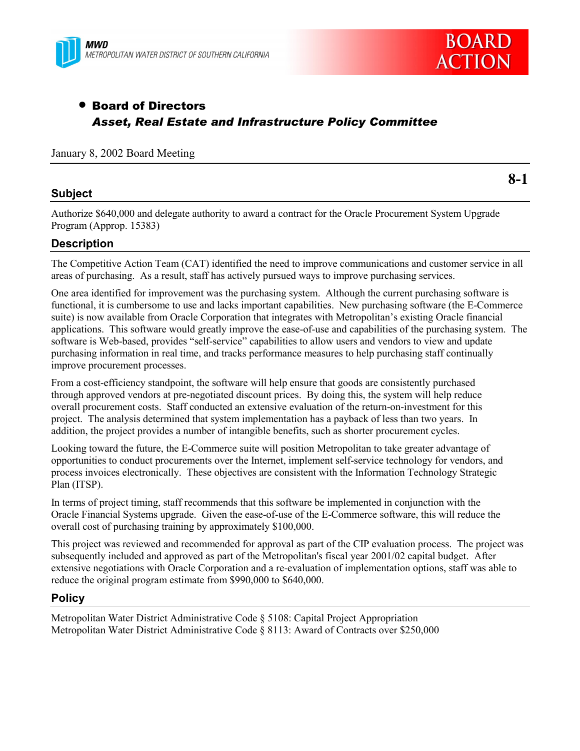MWD
METROPOLITAN WATER DISTRICT OF SOUTHERN CALIFORNIA

**BOARD ACTION**

- **Board of Directors**
  ***Asset, Real Estate and Infrastructure Policy Committee***

January 8, 2002 Board Meeting

**8-1**

### Subject

Authorize $640,000 and delegate authority to award a contract for the Oracle Procurement System Upgrade Program (Approp. 15383)

### Description

The Competitive Action Team (CAT) identified the need to improve communications and customer service in all areas of purchasing. As a result, staff has actively pursued ways to improve purchasing services.

One area identified for improvement was the purchasing system. Although the current purchasing software is functional, it is cumbersome to use and lacks important capabilities. New purchasing software (the E-Commerce suite) is now available from Oracle Corporation that integrates with Metropolitan's existing Oracle financial applications. This software would greatly improve the ease-of-use and capabilities of the purchasing system. The software is Web-based, provides "self-service" capabilities to allow users and vendors to view and update purchasing information in real time, and tracks performance measures to help purchasing staff continually improve procurement processes.

From a cost-efficiency standpoint, the software will help ensure that goods are consistently purchased through approved vendors at pre-negotiated discount prices. By doing this, the system will help reduce overall procurement costs. Staff conducted an extensive evaluation of the return-on-investment for this project. The analysis determined that system implementation has a payback of less than two years. In addition, the project provides a number of intangible benefits, such as shorter procurement cycles.

Looking toward the future, the E-Commerce suite will position Metropolitan to take greater advantage of opportunities to conduct procurements over the Internet, implement self-service technology for vendors, and process invoices electronically. These objectives are consistent with the Information Technology Strategic Plan (ITSP).

In terms of project timing, staff recommends that this software be implemented in conjunction with the Oracle Financial Systems upgrade. Given the ease-of-use of the E-Commerce software, this will reduce the overall cost of purchasing training by approximately $100,000.

This project was reviewed and recommended for approval as part of the CIP evaluation process. The project was subsequently included and approved as part of the Metropolitan's fiscal year 2001/02 capital budget. After extensive negotiations with Oracle Corporation and a re-evaluation of implementation options, staff was able to reduce the original program estimate from $990,000 to $640,000.

### Policy

Metropolitan Water District Administrative Code § 5108: Capital Project Appropriation
Metropolitan Water District Administrative Code § 8113: Award of Contracts over $250,000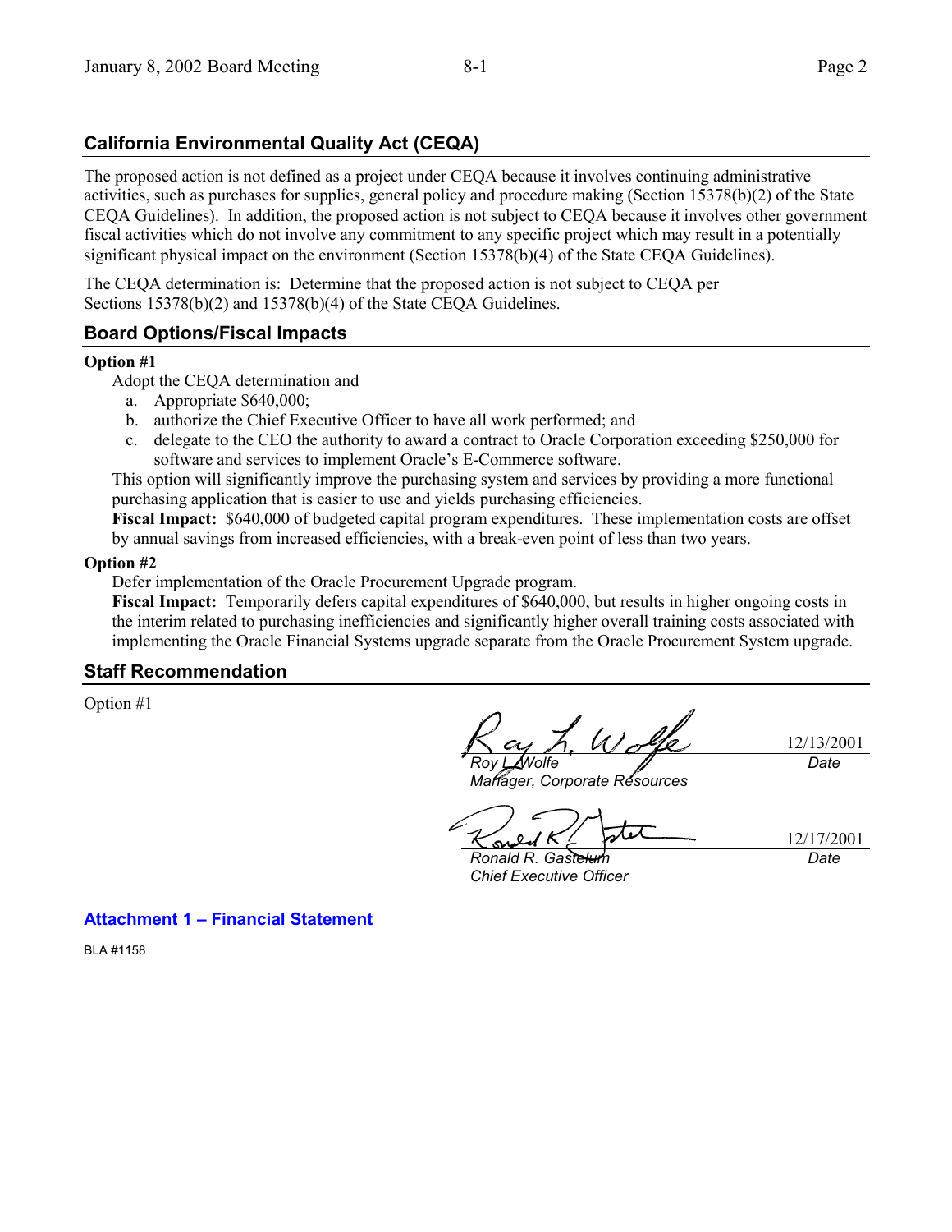## California Environmental Quality Act (CEQA)

The proposed action is not defined as a project under CEQA because it involves continuing administrative activities, such as purchases for supplies, general policy and procedure making (Section 15378(b)(2) of the State CEQA Guidelines). In addition, the proposed action is not subject to CEQA because it involves other government fiscal activities which do not involve any commitment to any specific project which may result in a potentially significant physical impact on the environment (Section 15378(b)(4) of the State CEQA Guidelines).

The CEQA determination is: Determine that the proposed action is not subject to CEQA per Sections 15378(b)(2) and 15378(b)(4) of the State CEQA Guidelines.

## Board Options/Fiscal Impacts

**Option #1**

Adopt the CEQA determination and

a. Appropriate $640,000;
b. authorize the Chief Executive Officer to have all work performed; and
c. delegate to the CEO the authority to award a contract to Oracle Corporation exceeding $250,000 for software and services to implement Oracle's E-Commerce software.

This option will significantly improve the purchasing system and services by providing a more functional purchasing application that is easier to use and yields purchasing efficiencies.

**Fiscal Impact:** $640,000 of budgeted capital program expenditures. These implementation costs are offset by annual savings from increased efficiencies, with a break-even point of less than two years.

**Option #2**

Defer implementation of the Oracle Procurement Upgrade program.

**Fiscal Impact:** Temporarily defers capital expenditures of $640,000, but results in higher ongoing costs in the interim related to purchasing inefficiencies and significantly higher overall training costs associated with implementing the Oracle Financial Systems upgrade separate from the Oracle Procurement System upgrade.

## Staff Recommendation

Option #1

| | |
|---|---|
| *Roy L. Wolfe*<br>*Manager, Corporate Resources* | 12/13/2001<br>*Date* |
| *Ronald R. Gastelum*<br>*Chief Executive Officer* | 12/17/2001<br>*Date* |

**Attachment 1 – Financial Statement**

BLA #1158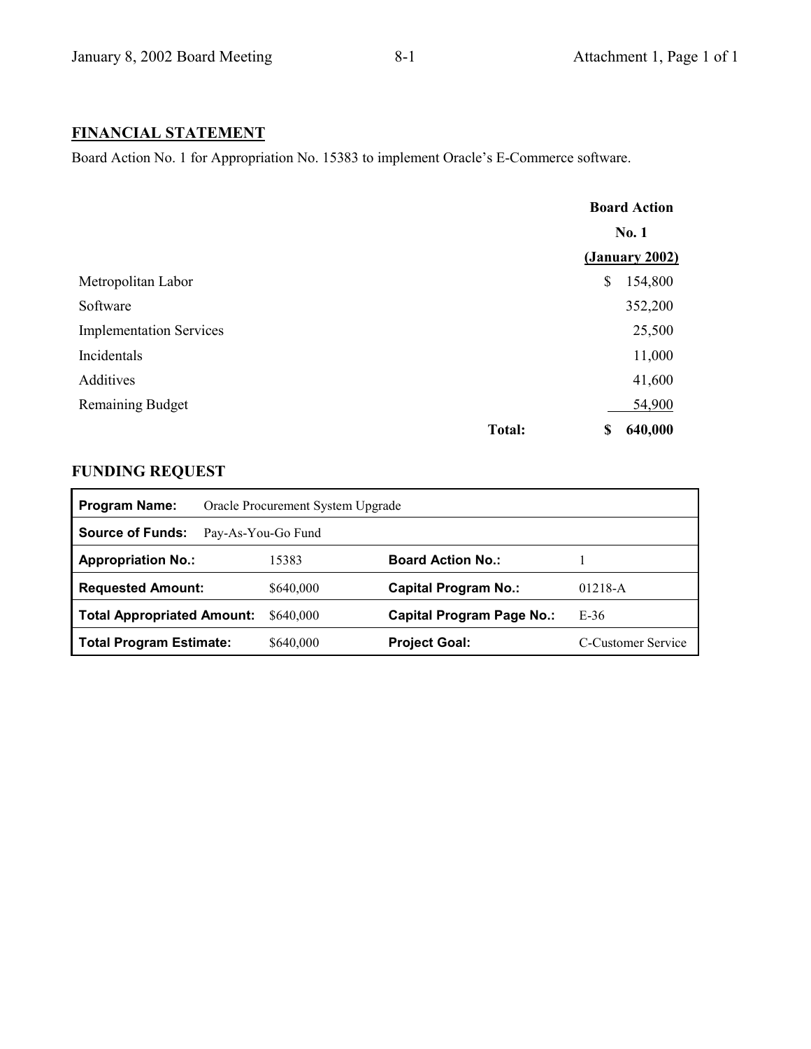## FINANCIAL STATEMENT

Board Action No. 1 for Appropriation No. 15383 to implement Oracle's E-Commerce software.

| | | Board Action No. 1 (January 2002) |
|---|---|---|
| Metropolitan Labor | | $ 154,800 |
| Software | | 352,200 |
| Implementation Services | | 25,500 |
| Incidentals | | 11,000 |
| Additives | | 41,600 |
| Remaining Budget | | 54,900 |
| | **Total:** | **$ 640,000** |

## FUNDING REQUEST

| | | | |
|---|---|---|---|
| **Program Name:** | Oracle Procurement System Upgrade | | |
| **Source of Funds:** | Pay-As-You-Go Fund | | |
| **Appropriation No.:** | 15383 | **Board Action No.:** | 1 |
| **Requested Amount:** | $640,000 | **Capital Program No.:** | 01218-A |
| **Total Appropriated Amount:** | $640,000 | **Capital Program Page No.:** | E-36 |
| **Total Program Estimate:** | $640,000 | **Project Goal:** | C-Customer Service |